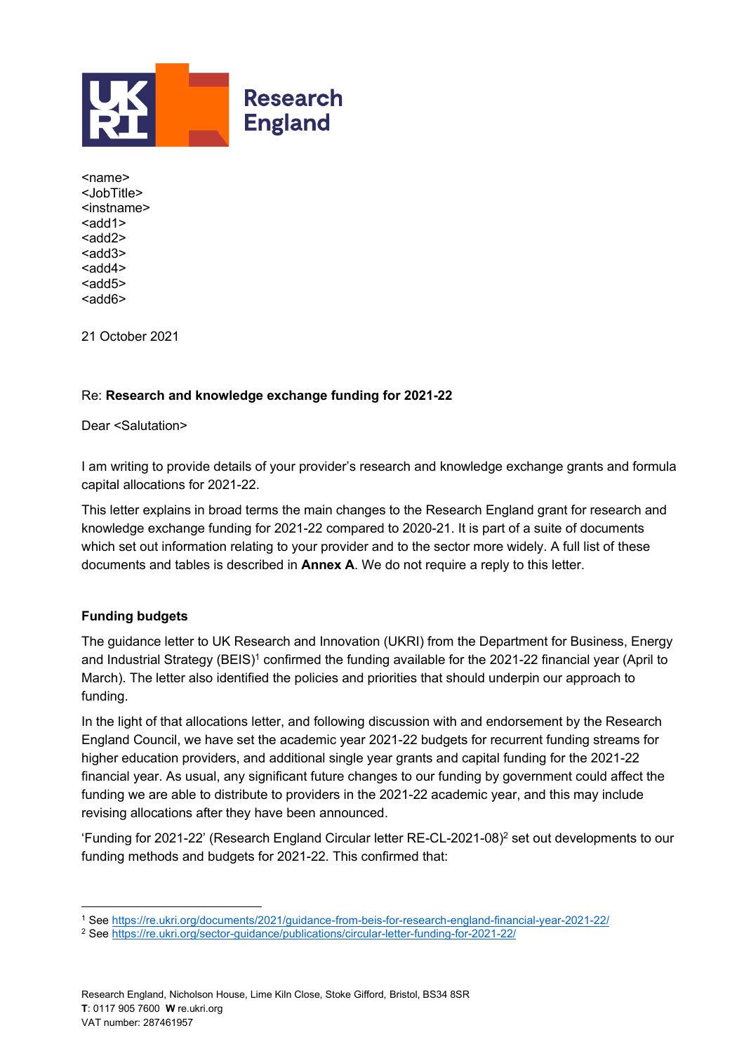<name>
<JobTitle>
<instname>
<add1>
<add2>
<add3>
<add4>
<add5>
<add6>

21 October 2021

Re: **Research and knowledge exchange funding for 2021-22**

Dear <Salutation>

I am writing to provide details of your provider's research and knowledge exchange grants and formula capital allocations for 2021-22.

This letter explains in broad terms the main changes to the Research England grant for research and knowledge exchange funding for 2021-22 compared to 2020-21. It is part of a suite of documents which set out information relating to your provider and to the sector more widely. A full list of these documents and tables is described in **Annex A**. We do not require a reply to this letter.

**Funding budgets**

The guidance letter to UK Research and Innovation (UKRI) from the Department for Business, Energy and Industrial Strategy (BEIS)[1] confirmed the funding available for the 2021-22 financial year (April to March). The letter also identified the policies and priorities that should underpin our approach to funding.

In the light of that allocations letter, and following discussion with and endorsement by the Research England Council, we have set the academic year 2021-22 budgets for recurrent funding streams for higher education providers, and additional single year grants and capital funding for the 2021-22 financial year. As usual, any significant future changes to our funding by government could affect the funding we are able to distribute to providers in the 2021-22 academic year, and this may include revising allocations after they have been announced.

'Funding for 2021-22' (Research England Circular letter RE-CL-2021-08)[2] set out developments to our funding methods and budgets for 2021-22. This confirmed that:

[1] See https://re.ukri.org/documents/2021/guidance-from-beis-for-research-england-financial-year-2021-22/

[2] See https://re.ukri.org/sector-guidance/publications/circular-letter-funding-for-2021-22/

Research England, Nicholson House, Lime Kiln Close, Stoke Gifford, Bristol, BS34 8SR
**T**: 0117 905 7600 **W** re.ukri.org
VAT number: 287461957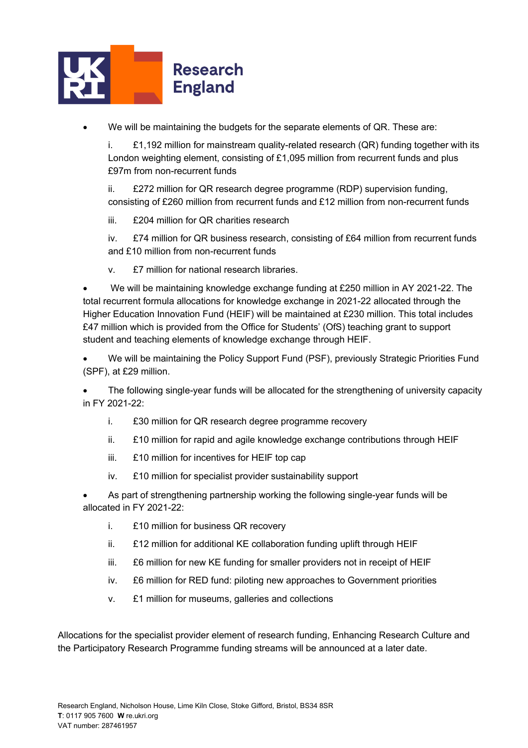- We will be maintaining the budgets for the separate elements of QR. These are:

  i. £1,192 million for mainstream quality-related research (QR) funding together with its London weighting element, consisting of £1,095 million from recurrent funds and plus £97m from non-recurrent funds

  ii. £272 million for QR research degree programme (RDP) supervision funding, consisting of £260 million from recurrent funds and £12 million from non-recurrent funds

  iii. £204 million for QR charities research

  iv. £74 million for QR business research, consisting of £64 million from recurrent funds and £10 million from non-recurrent funds

  v. £7 million for national research libraries.

- We will be maintaining knowledge exchange funding at £250 million in AY 2021-22. The total recurrent formula allocations for knowledge exchange in 2021-22 allocated through the Higher Education Innovation Fund (HEIF) will be maintained at £230 million. This total includes £47 million which is provided from the Office for Students' (OfS) teaching grant to support student and teaching elements of knowledge exchange through HEIF.

- We will be maintaining the Policy Support Fund (PSF), previously Strategic Priorities Fund (SPF), at £29 million.

- The following single-year funds will be allocated for the strengthening of university capacity in FY 2021-22:

  i. £30 million for QR research degree programme recovery

  ii. £10 million for rapid and agile knowledge exchange contributions through HEIF

  iii. £10 million for incentives for HEIF top cap

  iv. £10 million for specialist provider sustainability support

- As part of strengthening partnership working the following single-year funds will be allocated in FY 2021-22:

  i. £10 million for business QR recovery

  ii. £12 million for additional KE collaboration funding uplift through HEIF

  iii. £6 million for new KE funding for smaller providers not in receipt of HEIF

  iv. £6 million for RED fund: piloting new approaches to Government priorities

  v. £1 million for museums, galleries and collections

Allocations for the specialist provider element of research funding, Enhancing Research Culture and the Participatory Research Programme funding streams will be announced at a later date.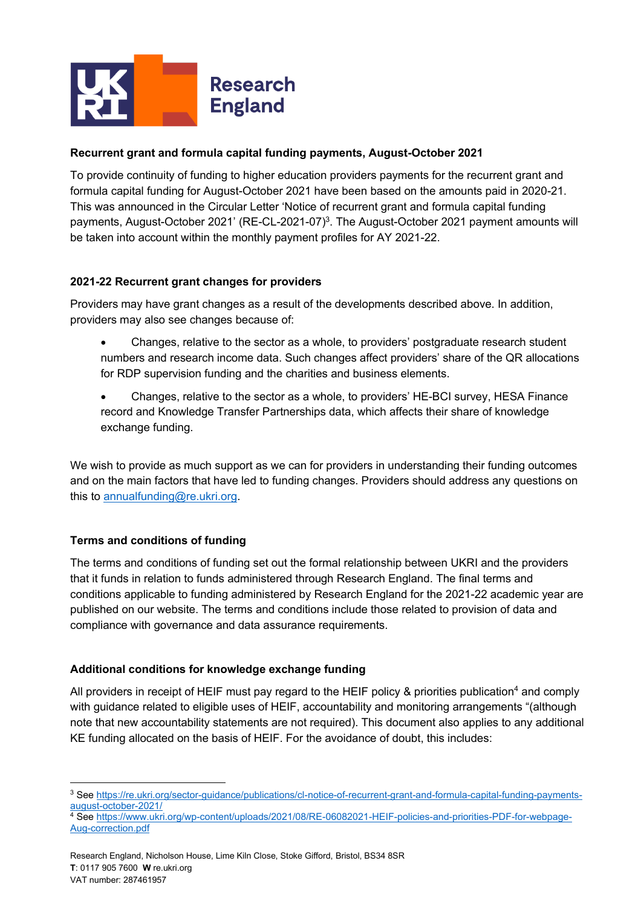**Recurrent grant and formula capital funding payments, August-October 2021**

To provide continuity of funding to higher education providers payments for the recurrent grant and formula capital funding for August-October 2021 have been based on the amounts paid in 2020-21. This was announced in the Circular Letter 'Notice of recurrent grant and formula capital funding payments, August-October 2021' (RE-CL-2021-07)[3]. The August-October 2021 payment amounts will be taken into account within the monthly payment profiles for AY 2021-22.

**2021-22 Recurrent grant changes for providers**

Providers may have grant changes as a result of the developments described above. In addition, providers may also see changes because of:

- Changes, relative to the sector as a whole, to providers' postgraduate research student numbers and research income data. Such changes affect providers' share of the QR allocations for RDP supervision funding and the charities and business elements.
- Changes, relative to the sector as a whole, to providers' HE-BCI survey, HESA Finance record and Knowledge Transfer Partnerships data, which affects their share of knowledge exchange funding.

We wish to provide as much support as we can for providers in understanding their funding outcomes and on the main factors that have led to funding changes. Providers should address any questions on this to [annualfunding@re.ukri.org](mailto:annualfunding@re.ukri.org).

**Terms and conditions of funding**

The terms and conditions of funding set out the formal relationship between UKRI and the providers that it funds in relation to funds administered through Research England. The final terms and conditions applicable to funding administered by Research England for the 2021-22 academic year are published on our website. The terms and conditions include those related to provision of data and compliance with governance and data assurance requirements.

**Additional conditions for knowledge exchange funding**

All providers in receipt of HEIF must pay regard to the HEIF policy & priorities publication[4] and comply with guidance related to eligible uses of HEIF, accountability and monitoring arrangements "(although note that new accountability statements are not required). This document also applies to any additional KE funding allocated on the basis of HEIF. For the avoidance of doubt, this includes:

---

[3] See https://re.ukri.org/sector-guidance/publications/cl-notice-of-recurrent-grant-and-formula-capital-funding-payments-august-october-2021/

[4] See https://www.ukri.org/wp-content/uploads/2021/08/RE-06082021-HEIF-policies-and-priorities-PDF-for-webpage-Aug-correction.pdf

Research England, Nicholson House, Lime Kiln Close, Stoke Gifford, Bristol, BS34 8SR
**T**: 0117 905 7600 **W** re.ukri.org
VAT number: 287461957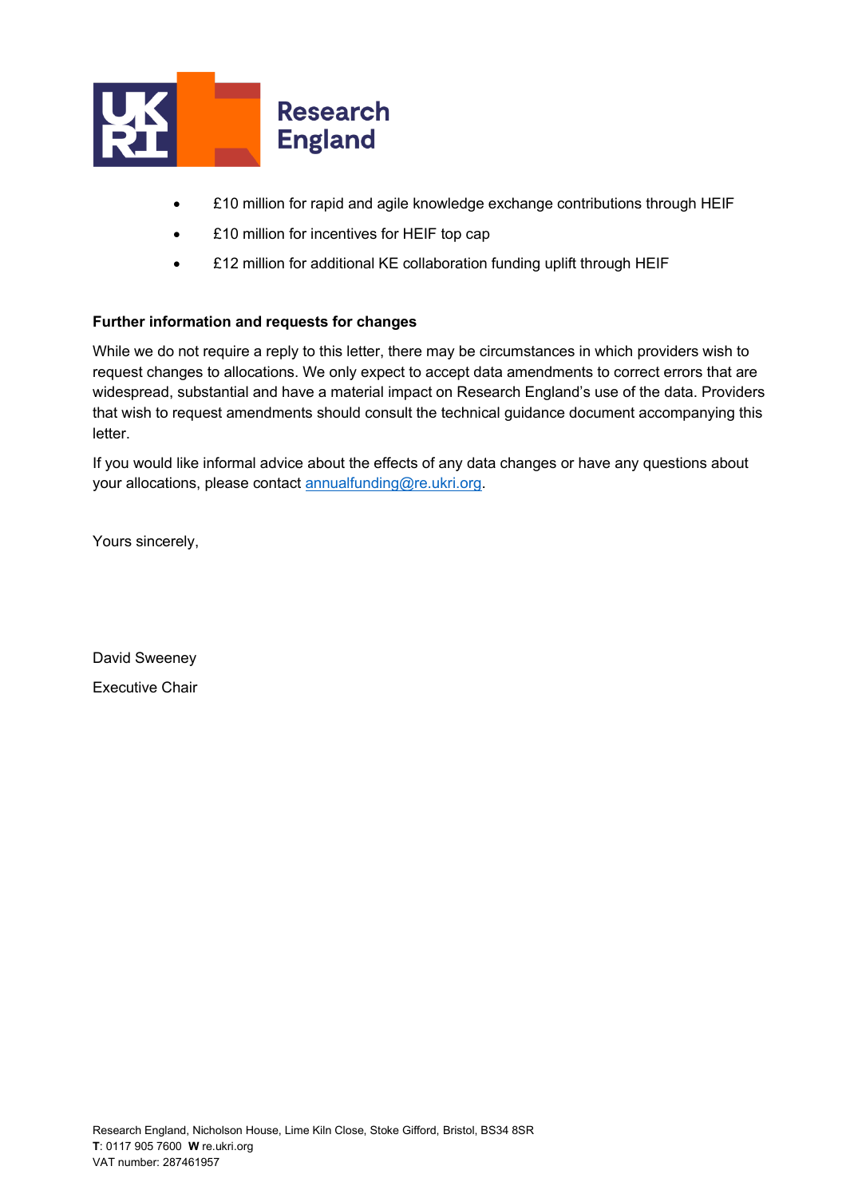- £10 million for rapid and agile knowledge exchange contributions through HEIF
- £10 million for incentives for HEIF top cap
- £12 million for additional KE collaboration funding uplift through HEIF

**Further information and requests for changes**

While we do not require a reply to this letter, there may be circumstances in which providers wish to request changes to allocations. We only expect to accept data amendments to correct errors that are widespread, substantial and have a material impact on Research England's use of the data. Providers that wish to request amendments should consult the technical guidance document accompanying this letter.

If you would like informal advice about the effects of any data changes or have any questions about your allocations, please contact annualfunding@re.ukri.org.

Yours sincerely,

David Sweeney

Executive Chair

Research England, Nicholson House, Lime Kiln Close, Stoke Gifford, Bristol, BS34 8SR
**T**: 0117 905 7600 **W** re.ukri.org
VAT number: 287461957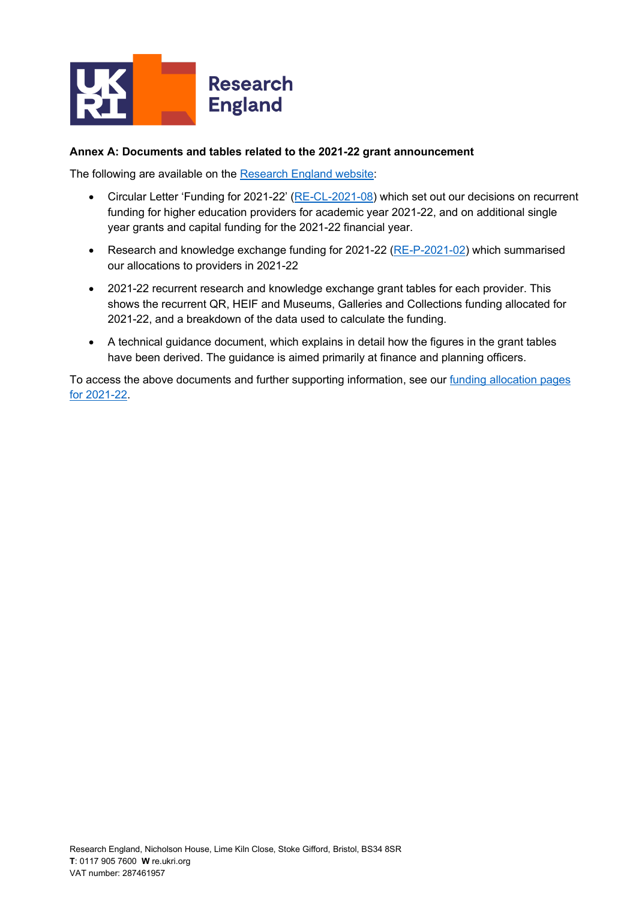**Annex A: Documents and tables related to the 2021-22 grant announcement**

The following are available on the [Research England website](Research England website):

- Circular Letter 'Funding for 2021-22' ([RE-CL-2021-08](RE-CL-2021-08)) which set out our decisions on recurrent funding for higher education providers for academic year 2021-22, and on additional single year grants and capital funding for the 2021-22 financial year.
- Research and knowledge exchange funding for 2021-22 ([RE-P-2021-02](RE-P-2021-02)) which summarised our allocations to providers in 2021-22
- 2021-22 recurrent research and knowledge exchange grant tables for each provider. This shows the recurrent QR, HEIF and Museums, Galleries and Collections funding allocated for 2021-22, and a breakdown of the data used to calculate the funding.
- A technical guidance document, which explains in detail how the figures in the grant tables have been derived. The guidance is aimed primarily at finance and planning officers.

To access the above documents and further supporting information, see our [funding allocation pages for 2021-22](funding allocation pages for 2021-22).

Research England, Nicholson House, Lime Kiln Close, Stoke Gifford, Bristol, BS34 8SR
**T**: 0117 905 7600 **W** re.ukri.org
VAT number: 287461957